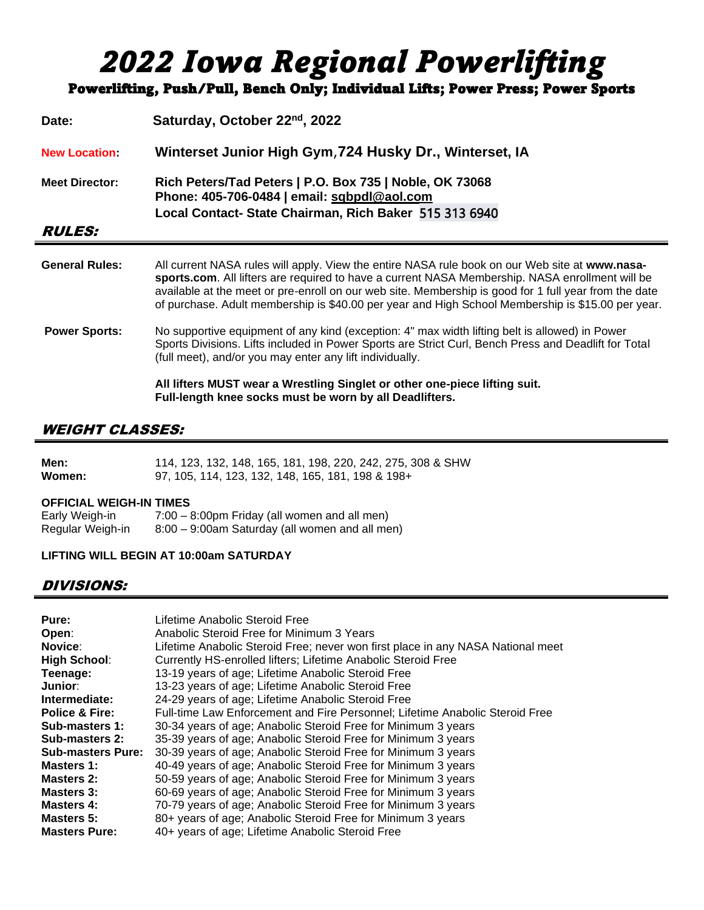# *2022 Iowa Regional Powerlifting*

**Powerlifting, Push/Pull, Bench Only; Individual Lifts; Power Press; Power Sports**

**Date:** **Saturday, October 22nd, 2022**

**New Location:** **Winterset Junior High Gym, 724 Husky Dr., Winterset, IA**

**Meet Director:** **Rich Peters/Tad Peters | P.O. Box 735 | Noble, OK 73068**
**Phone: 405-706-0484 | email: sqbpdl@aol.com**
**Local Contact- State Chairman, Rich Baker 515 313 6940**

## *RULES:*

**General Rules:** All current NASA rules will apply. View the entire NASA rule book on our Web site at **www.nasa-sports.com**. All lifters are required to have a current NASA Membership. NASA enrollment will be available at the meet or pre-enroll on our web site. Membership is good for 1 full year from the date of purchase. Adult membership is $40.00 per year and High School Membership is $15.00 per year.

**Power Sports:** No supportive equipment of any kind (exception: 4" max width lifting belt is allowed) in Power Sports Divisions. Lifts included in Power Sports are Strict Curl, Bench Press and Deadlift for Total (full meet), and/or you may enter any lift individually.

**All lifters MUST wear a Wrestling Singlet or other one-piece lifting suit.**
**Full-length knee socks must be worn by all Deadlifters.**

## *WEIGHT CLASSES:*

**Men:** 114, 123, 132, 148, 165, 181, 198, 220, 242, 275, 308 & SHW
**Women:** 97, 105, 114, 123, 132, 148, 165, 181, 198 & 198+

**OFFICIAL WEIGH-IN TIMES**

Early Weigh-in 7:00 – 8:00pm Friday (all women and all men)
Regular Weigh-in 8:00 – 9:00am Saturday (all women and all men)

**LIFTING WILL BEGIN AT 10:00am SATURDAY**

## *DIVISIONS:*

| | |
|---|---|
| **Pure:** | Lifetime Anabolic Steroid Free |
| **Open**: | Anabolic Steroid Free for Minimum 3 Years |
| **Novice**: | Lifetime Anabolic Steroid Free; never won first place in any NASA National meet |
| **High School**: | Currently HS-enrolled lifters; Lifetime Anabolic Steroid Free |
| **Teenage:** | 13-19 years of age; Lifetime Anabolic Steroid Free |
| **Junior**: | 13-23 years of age; Lifetime Anabolic Steroid Free |
| **Intermediate:** | 24-29 years of age; Lifetime Anabolic Steroid Free |
| **Police & Fire:** | Full-time Law Enforcement and Fire Personnel; Lifetime Anabolic Steroid Free |
| **Sub-masters 1:** | 30-34 years of age; Anabolic Steroid Free for Minimum 3 years |
| **Sub-masters 2:** | 35-39 years of age; Anabolic Steroid Free for Minimum 3 years |
| **Sub-masters Pure:** | 30-39 years of age; Anabolic Steroid Free for Minimum 3 years |
| **Masters 1:** | 40-49 years of age; Anabolic Steroid Free for Minimum 3 years |
| **Masters 2:** | 50-59 years of age; Anabolic Steroid Free for Minimum 3 years |
| **Masters 3:** | 60-69 years of age; Anabolic Steroid Free for Minimum 3 years |
| **Masters 4:** | 70-79 years of age; Anabolic Steroid Free for Minimum 3 years |
| **Masters 5:** | 80+ years of age; Anabolic Steroid Free for Minimum 3 years |
| **Masters Pure:** | 40+ years of age; Lifetime Anabolic Steroid Free |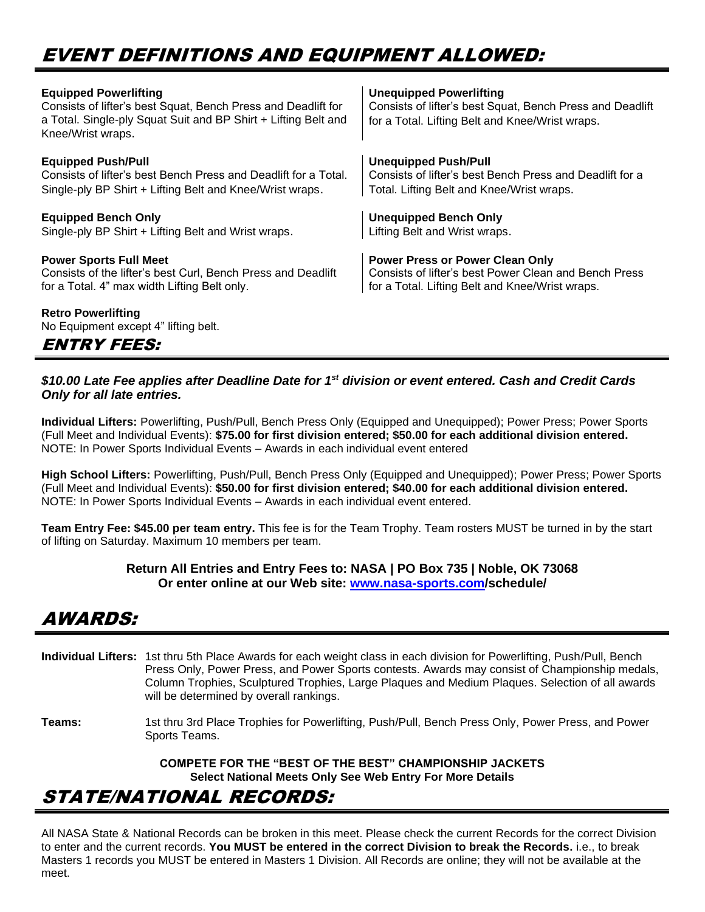## EVENT DEFINITIONS AND EQUIPMENT ALLOWED:

**Equipped Powerlifting**
Consists of lifter's best Squat, Bench Press and Deadlift for a Total. Single-ply Squat Suit and BP Shirt + Lifting Belt and Knee/Wrist wraps.

**Unequipped Powerlifting**
Consists of lifter's best Squat, Bench Press and Deadlift for a Total. Lifting Belt and Knee/Wrist wraps.

**Equipped Push/Pull**
Consists of lifter's best Bench Press and Deadlift for a Total. Single-ply BP Shirt + Lifting Belt and Knee/Wrist wraps.

**Unequipped Push/Pull**
Consists of lifter's best Bench Press and Deadlift for a Total. Lifting Belt and Knee/Wrist wraps.

**Equipped Bench Only**
Single-ply BP Shirt + Lifting Belt and Wrist wraps.

**Unequipped Bench Only**
Lifting Belt and Wrist wraps.

**Power Sports Full Meet**
Consists of the lifter's best Curl, Bench Press and Deadlift for a Total. 4" max width Lifting Belt only.

**Power Press or Power Clean Only**
Consists of lifter's best Power Clean and Bench Press for a Total. Lifting Belt and Knee/Wrist wraps.

**Retro Powerlifting**
No Equipment except 4" lifting belt.

## ENTRY FEES:

***$10.00 Late Fee applies after Deadline Date for 1st division or event entered. Cash and Credit Cards Only for all late entries.***

**Individual Lifters:** Powerlifting, Push/Pull, Bench Press Only (Equipped and Unequipped); Power Press; Power Sports (Full Meet and Individual Events): **$75.00 for first division entered; $50.00 for each additional division entered.** NOTE: In Power Sports Individual Events – Awards in each individual event entered

**High School Lifters:** Powerlifting, Push/Pull, Bench Press Only (Equipped and Unequipped); Power Press; Power Sports (Full Meet and Individual Events): **$50.00 for first division entered; $40.00 for each additional division entered.** NOTE: In Power Sports Individual Events – Awards in each individual event entered.

**Team Entry Fee: $45.00 per team entry.** This fee is for the Team Trophy. Team rosters MUST be turned in by the start of lifting on Saturday. Maximum 10 members per team.

**Return All Entries and Entry Fees to: NASA | PO Box 735 | Noble, OK 73068**
**Or enter online at our Web site: www.nasa-sports.com/schedule/**

## AWARDS:

**Individual Lifters:** 1st thru 5th Place Awards for each weight class in each division for Powerlifting, Push/Pull, Bench Press Only, Power Press, and Power Sports contests. Awards may consist of Championship medals, Column Trophies, Sculptured Trophies, Large Plaques and Medium Plaques. Selection of all awards will be determined by overall rankings.

**Teams:** 1st thru 3rd Place Trophies for Powerlifting, Push/Pull, Bench Press Only, Power Press, and Power Sports Teams.

**COMPETE FOR THE "BEST OF THE BEST" CHAMPIONSHIP JACKETS**
**Select National Meets Only See Web Entry For More Details**

## STATE/NATIONAL RECORDS:

All NASA State & National Records can be broken in this meet. Please check the current Records for the correct Division to enter and the current records. **You MUST be entered in the correct Division to break the Records.** i.e., to break Masters 1 records you MUST be entered in Masters 1 Division. All Records are online; they will not be available at the meet.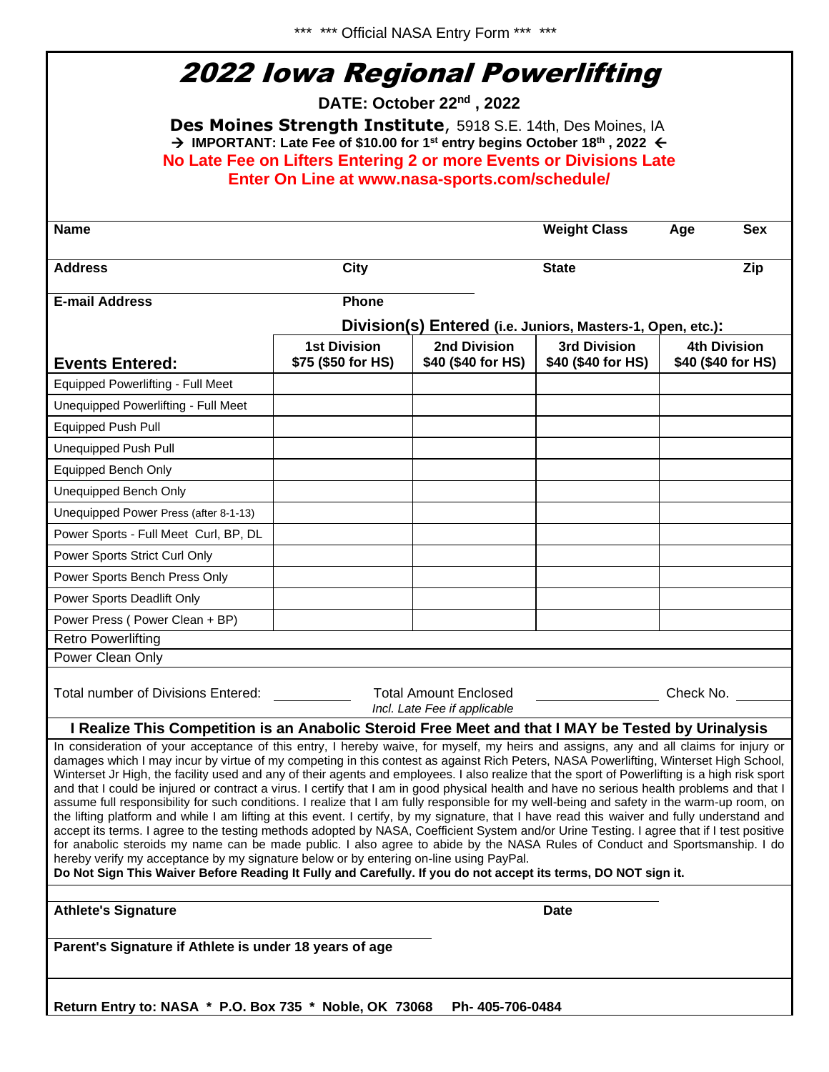*** *** Official NASA Entry Form *** ***

# 2022 Iowa Regional Powerlifting

**DATE: October 22nd , 2022**

**Des Moines Strength Institute**, 5918 S.E. 14th, Des Moines, IA

**→ IMPORTANT: Late Fee of $10.00 for 1st entry begins October 18th , 2022 ←**

**No Late Fee on Lifters Entering 2 or more Events or Divisions Late**

**Enter On Line at www.nasa-sports.com/schedule/**

| **Name** | | **Weight Class** | **Age** | **Sex** |
|---|---|---|---|---|
| **Address** | **City** | **State** | | **Zip** |
| **E-mail Address** | **Phone** | | | |

**Division(s) Entered (i.e. Juniors, Masters-1, Open, etc.):**

| **Events Entered:** | **1st Division** $75 ($50 for HS) | **2nd Division** $40 ($40 for HS) | **3rd Division** $40 ($40 for HS) | **4th Division** $40 ($40 for HS) |
|---|---|---|---|---|
| Equipped Powerlifting - Full Meet | | | | |
| Unequipped Powerlifting - Full Meet | | | | |
| Equipped Push Pull | | | | |
| Unequipped Push Pull | | | | |
| Equipped Bench Only | | | | |
| Unequipped Bench Only | | | | |
| Unequipped Power Press (after 8-1-13) | | | | |
| Power Sports - Full Meet Curl, BP, DL | | | | |
| Power Sports Strict Curl Only | | | | |
| Power Sports Bench Press Only | | | | |
| Power Sports Deadlift Only | | | | |
| Power Press ( Power Clean + BP) | | | | |
| Retro Powerlifting | | | | |
| Power Clean Only | | | | |

Total number of Divisions Entered: ________ Total Amount Enclosed *Incl. Late Fee if applicable* ________ Check No. ________

**I Realize This Competition is an Anabolic Steroid Free Meet and that I MAY be Tested by Urinalysis**

In consideration of your acceptance of this entry, I hereby waive, for myself, my heirs and assigns, any and all claims for injury or damages which I may incur by virtue of my competing in this contest as against Rich Peters, NASA Powerlifting, Winterset High School, Winterset Jr High, the facility used and any of their agents and employees. I also realize that the sport of Powerlifting is a high risk sport and that I could be injured or contract a virus. I certify that I am in good physical health and have no serious health problems and that I assume full responsibility for such conditions. I realize that I am fully responsible for my well-being and safety in the warm-up room, on the lifting platform and while I am lifting at this event. I certify, by my signature, that I have read this waiver and fully understand and accept its terms. I agree to the testing methods adopted by NASA, Coefficient System and/or Urine Testing. I agree that if I test positive for anabolic steroids my name can be made public. I also agree to abide by the NASA Rules of Conduct and Sportsmanship. I do hereby verify my acceptance by my signature below or by entering on-line using PayPal.

**Do Not Sign This Waiver Before Reading It Fully and Carefully. If you do not accept its terms, DO NOT sign it.**

**Athlete's Signature** ______________________ **Date** ________

**Parent's Signature if Athlete is under 18 years of age** ______________________

**Return Entry to: NASA * P.O. Box 735 * Noble, OK 73068 Ph- 405-706-0484**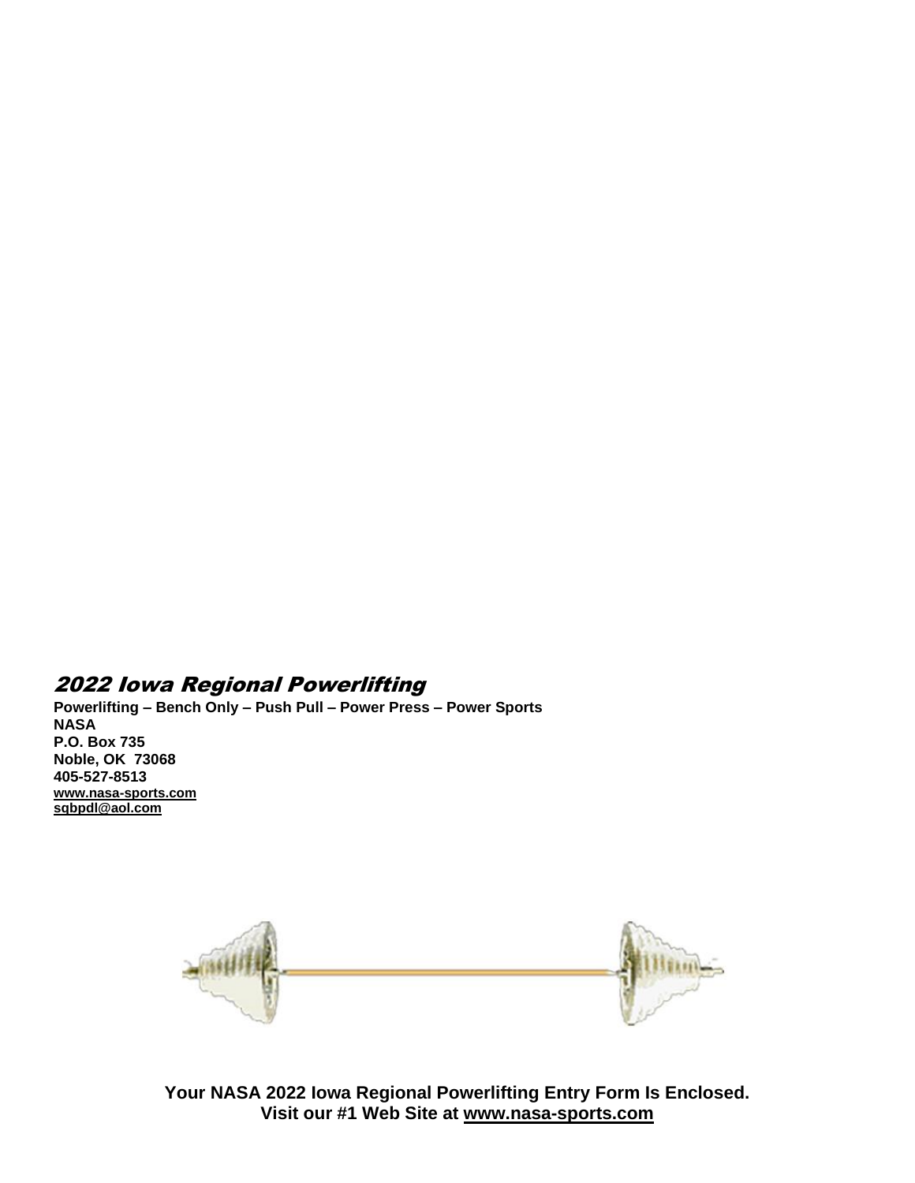## *2022 Iowa Regional Powerlifting*

**Powerlifting – Bench Only – Push Pull – Power Press – Power Sports**
**NASA**
**P.O. Box 735**
**Noble, OK 73068**
**405-527-8513**
**www.nasa-sports.com**
**sqbpdl@aol.com**

**Your NASA 2022 Iowa Regional Powerlifting Entry Form Is Enclosed.**
**Visit our #1 Web Site at www.nasa-sports.com**